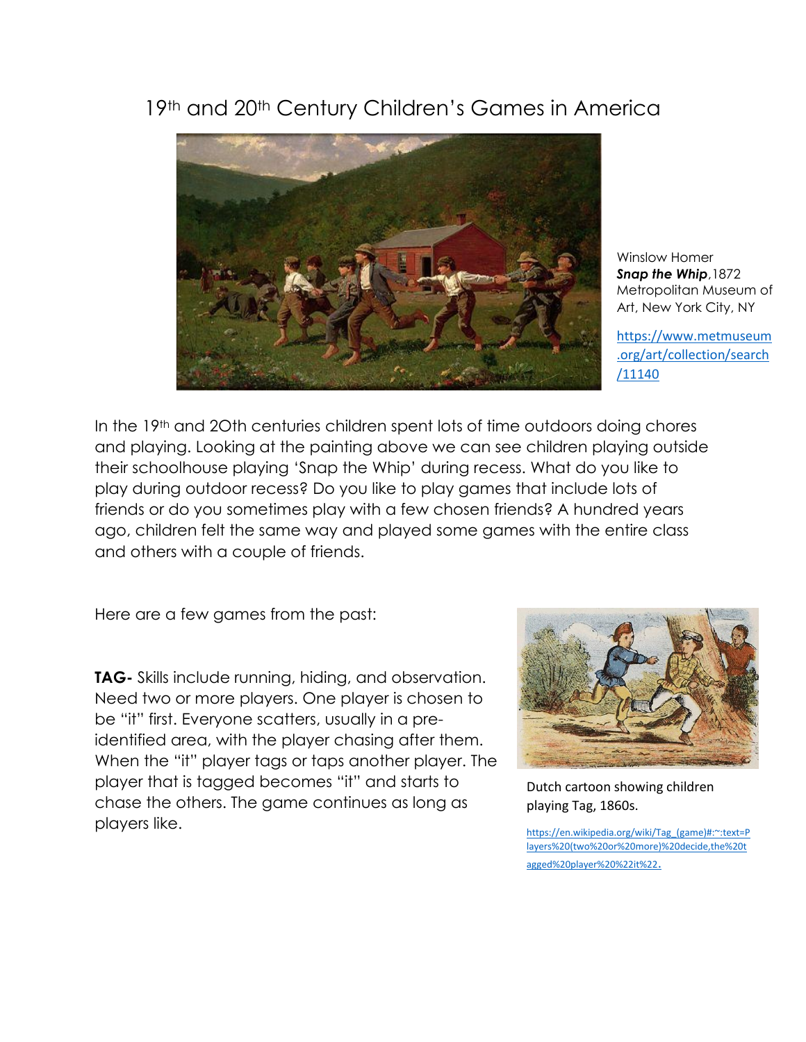# 19th and 20th Century Children's Games in America

Winslow Homer
***Snap the Whip***, 1872
Metropolitan Museum of Art, New York City, NY

https://www.metmuseum.org/art/collection/search/11140

In the 19th and 2Oth centuries children spent lots of time outdoors doing chores and playing. Looking at the painting above we can see children playing outside their schoolhouse playing 'Snap the Whip' during recess. What do you like to play during outdoor recess? Do you like to play games that include lots of friends or do you sometimes play with a few chosen friends? A hundred years ago, children felt the same way and played some games with the entire class and others with a couple of friends.

Here are a few games from the past:

**TAG-** Skills include running, hiding, and observation. Need two or more players. One player is chosen to be "it" first. Everyone scatters, usually in a pre-identified area, with the player chasing after them. When the "it" player tags or taps another player. The player that is tagged becomes "it" and starts to chase the others. The game continues as long as players like.

Dutch cartoon showing children playing Tag, 1860s.

https://en.wikipedia.org/wiki/Tag_(game)#:~:text=Players%20(two%20or%20more)%20decide,the%20tagged%20player%20%22it%22.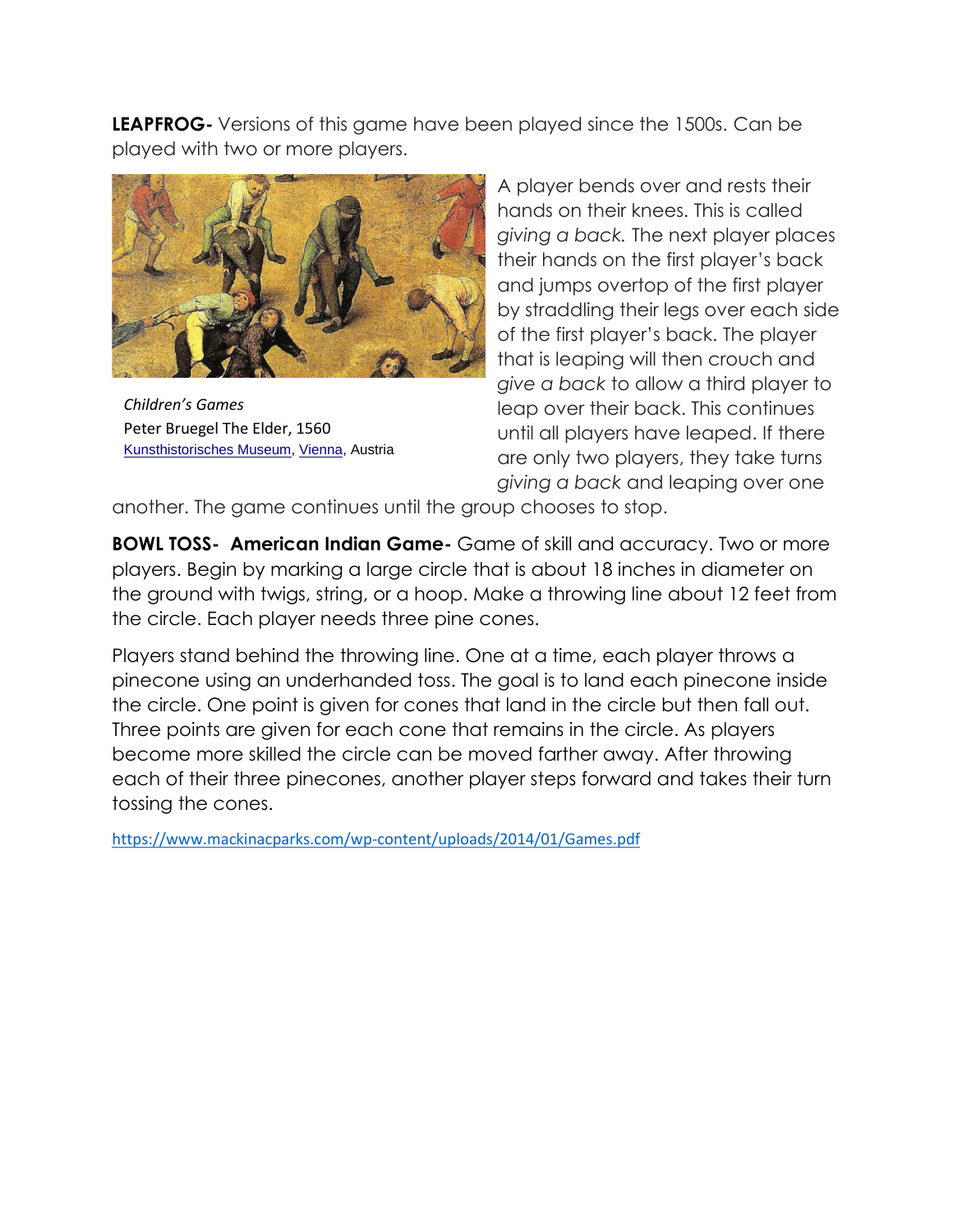**LEAPFROG-** Versions of this game have been played since the 1500s. Can be played with two or more players.

*Children's Games*
Peter Bruegel The Elder, 1560
[Kunsthistorisches Museum](), [Vienna](), Austria

A player bends over and rests their hands on their knees. This is called *giving a back.* The next player places their hands on the first player's back and jumps overtop of the first player by straddling their legs over each side of the first player's back. The player that is leaping will then crouch and *give a back* to allow a third player to leap over their back. This continues until all players have leaped. If there are only two players, they take turns *giving a back* and leaping over one another. The game continues until the group chooses to stop.

**BOWL TOSS- American Indian Game-** Game of skill and accuracy. Two or more players. Begin by marking a large circle that is about 18 inches in diameter on the ground with twigs, string, or a hoop. Make a throwing line about 12 feet from the circle. Each player needs three pine cones.

Players stand behind the throwing line. One at a time, each player throws a pinecone using an underhanded toss. The goal is to land each pinecone inside the circle. One point is given for cones that land in the circle but then fall out. Three points are given for each cone that remains in the circle. As players become more skilled the circle can be moved farther away. After throwing each of their three pinecones, another player steps forward and takes their turn tossing the cones.

https://www.mackinacparks.com/wp-content/uploads/2014/01/Games.pdf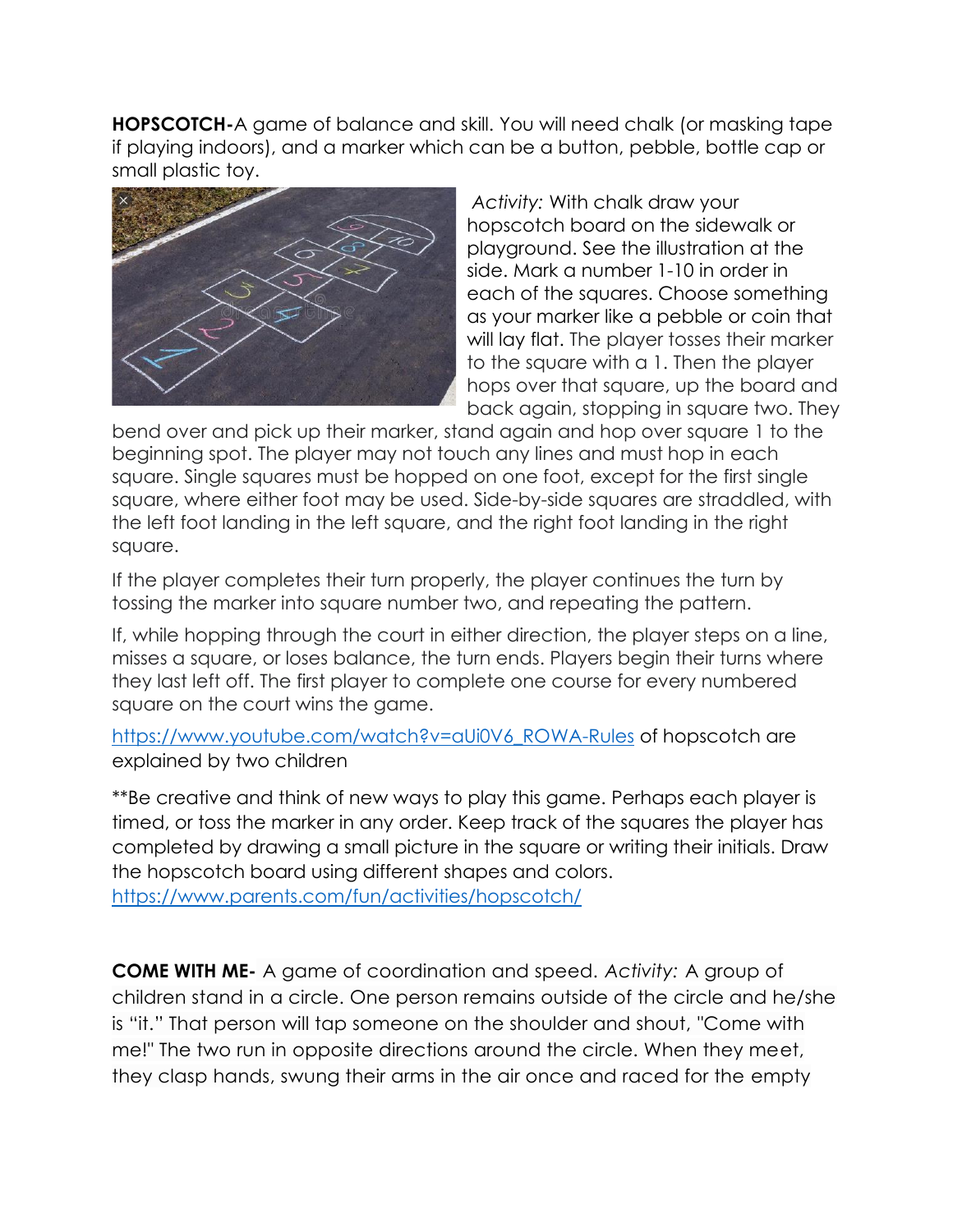**HOPSCOTCH-**A game of balance and skill. You will need chalk (or masking tape if playing indoors), and a marker which can be a button, pebble, bottle cap or small plastic toy.

*Activity:* With chalk draw your hopscotch board on the sidewalk or playground. See the illustration at the side. Mark a number 1-10 in order in each of the squares. Choose something as your marker like a pebble or coin that will lay flat. The player tosses their marker to the square with a 1. Then the player hops over that square, up the board and back again, stopping in square two. They bend over and pick up their marker, stand again and hop over square 1 to the beginning spot. The player may not touch any lines and must hop in each square. Single squares must be hopped on one foot, except for the first single square, where either foot may be used. Side-by-side squares are straddled, with the left foot landing in the left square, and the right foot landing in the right square.

If the player completes their turn properly, the player continues the turn by tossing the marker into square number two, and repeating the pattern.

If, while hopping through the court in either direction, the player steps on a line, misses a square, or loses balance, the turn ends. Players begin their turns where they last left off. The first player to complete one course for every numbered square on the court wins the game.

https://www.youtube.com/watch?v=aUi0V6_ROWA-Rules of hopscotch are explained by two children

**Be creative and think of new ways to play this game. Perhaps each player is timed, or toss the marker in any order. Keep track of the squares the player has completed by drawing a small picture in the square or writing their initials. Draw the hopscotch board using different shapes and colors.
https://www.parents.com/fun/activities/hopscotch/

**COME WITH ME-** A game of coordination and speed. *Activity:* A group of children stand in a circle. One person remains outside of the circle and he/she is "it." That person will tap someone on the shoulder and shout, "Come with me!" The two run in opposite directions around the circle. When they meet, they clasp hands, swung their arms in the air once and raced for the empty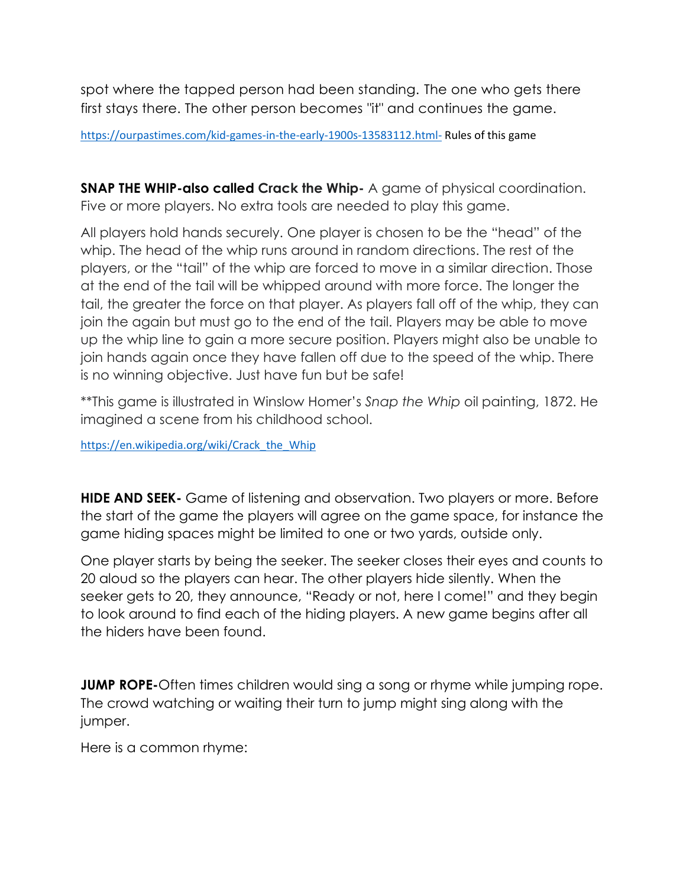spot where the tapped person had been standing. The one who gets there first stays there. The other person becomes "it" and continues the game.

https://ourpastimes.com/kid-games-in-the-early-1900s-13583112.html- Rules of this game

**SNAP THE WHIP-also called Crack the Whip-** A game of physical coordination. Five or more players. No extra tools are needed to play this game.

All players hold hands securely. One player is chosen to be the "head" of the whip. The head of the whip runs around in random directions. The rest of the players, or the "tail" of the whip are forced to move in a similar direction. Those at the end of the tail will be whipped around with more force. The longer the tail, the greater the force on that player. As players fall off of the whip, they can join the again but must go to the end of the tail. Players may be able to move up the whip line to gain a more secure position. Players might also be unable to join hands again once they have fallen off due to the speed of the whip. There is no winning objective. Just have fun but be safe!

**This game is illustrated in Winslow Homer's *Snap the Whip* oil painting, 1872. He imagined a scene from his childhood school.

https://en.wikipedia.org/wiki/Crack_the_Whip

**HIDE AND SEEK-** Game of listening and observation. Two players or more. Before the start of the game the players will agree on the game space, for instance the game hiding spaces might be limited to one or two yards, outside only.

One player starts by being the seeker. The seeker closes their eyes and counts to 20 aloud so the players can hear. The other players hide silently. When the seeker gets to 20, they announce, "Ready or not, here I come!" and they begin to look around to find each of the hiding players. A new game begins after all the hiders have been found.

**JUMP ROPE-**Often times children would sing a song or rhyme while jumping rope. The crowd watching or waiting their turn to jump might sing along with the jumper.

Here is a common rhyme: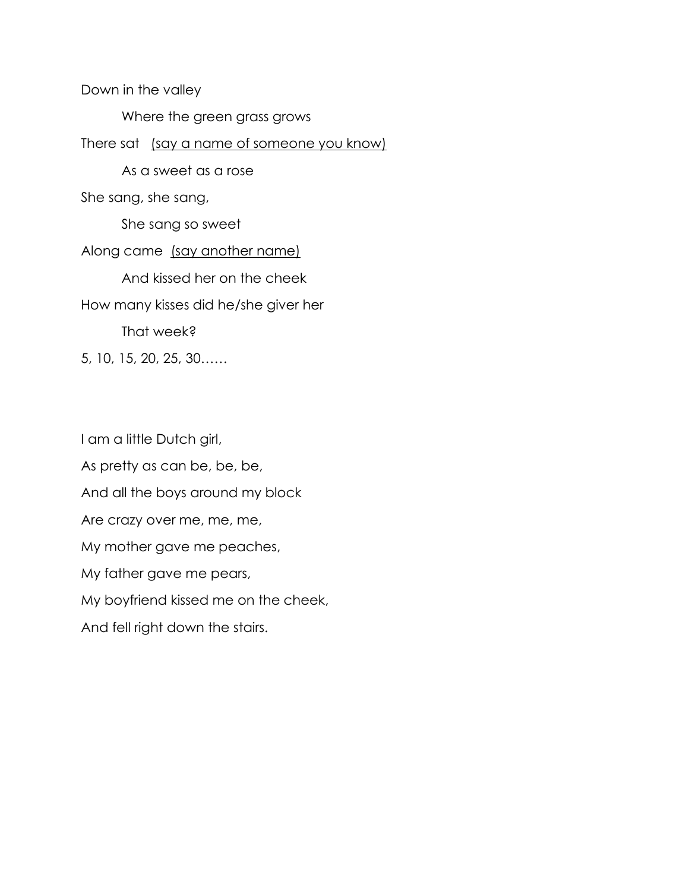Down in the valley

  Where the green grass grows

There sat <u>(say a name of someone you know)</u>

  As a sweet as a rose

She sang, she sang,

  She sang so sweet

Along came <u>(say another name)</u>

  And kissed her on the cheek

How many kisses did he/she giver her

  That week?

5, 10, 15, 20, 25, 30……

I am a little Dutch girl,

As pretty as can be, be, be,

And all the boys around my block

Are crazy over me, me, me,

My mother gave me peaches,

My father gave me pears,

My boyfriend kissed me on the cheek,

And fell right down the stairs.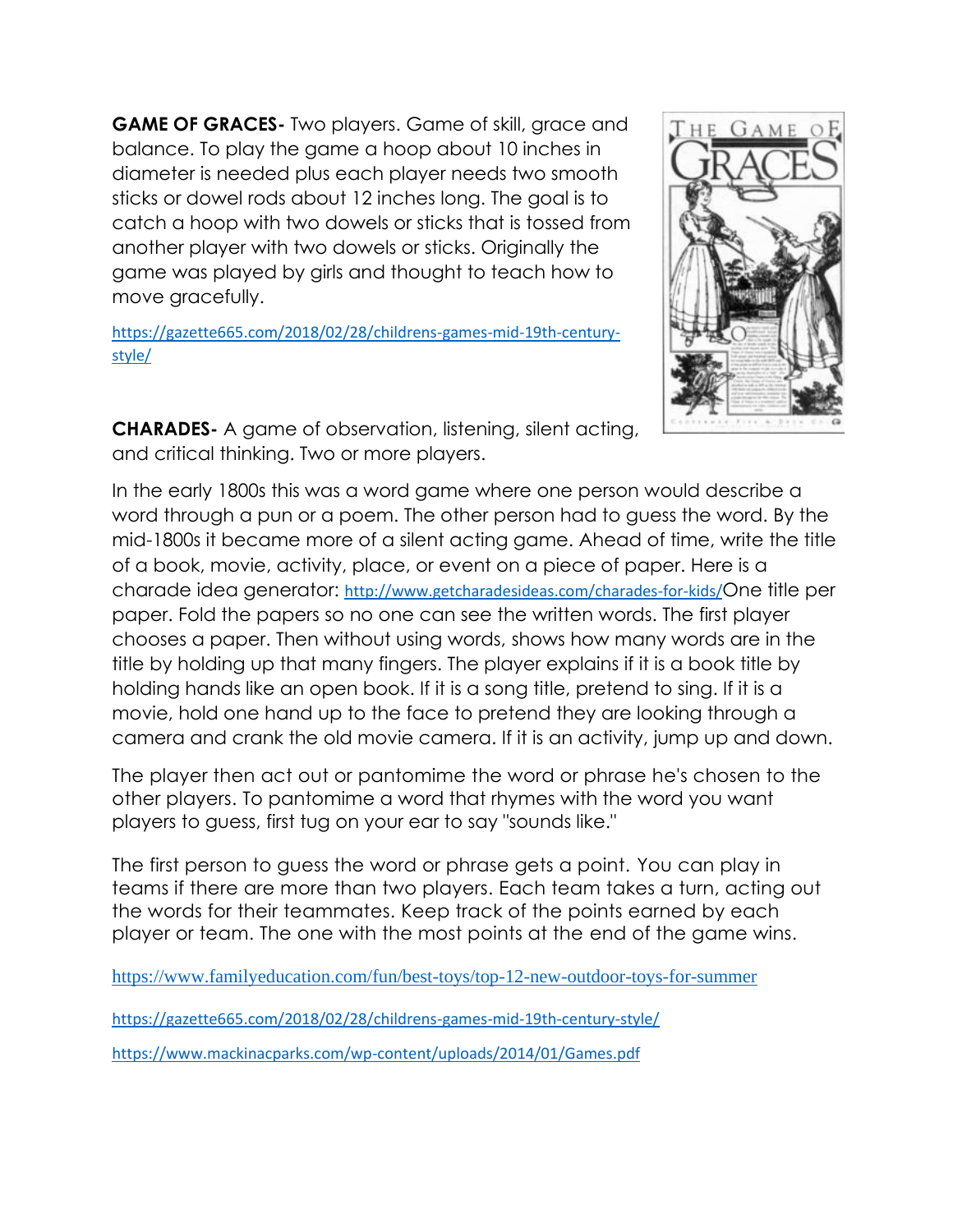**GAME OF GRACES-** Two players. Game of skill, grace and balance. To play the game a hoop about 10 inches in diameter is needed plus each player needs two smooth sticks or dowel rods about 12 inches long. The goal is to catch a hoop with two dowels or sticks that is tossed from another player with two dowels or sticks. Originally the game was played by girls and thought to teach how to move gracefully.

https://gazette665.com/2018/02/28/childrens-games-mid-19th-century-style/

**CHARADES-** A game of observation, listening, silent acting, and critical thinking. Two or more players.

In the early 1800s this was a word game where one person would describe a word through a pun or a poem. The other person had to guess the word. By the mid-1800s it became more of a silent acting game. Ahead of time, write the title of a book, movie, activity, place, or event on a piece of paper. Here is a charade idea generator: http://www.getcharadesideas.com/charades-for-kids/One title per paper. Fold the papers so no one can see the written words. The first player chooses a paper. Then without using words, shows how many words are in the title by holding up that many fingers. The player explains if it is a book title by holding hands like an open book. If it is a song title, pretend to sing. If it is a movie, hold one hand up to the face to pretend they are looking through a camera and crank the old movie camera. If it is an activity, jump up and down.

The player then act out or pantomime the word or phrase he's chosen to the other players. To pantomime a word that rhymes with the word you want players to guess, first tug on your ear to say "sounds like."

The first person to guess the word or phrase gets a point. You can play in teams if there are more than two players. Each team takes a turn, acting out the words for their teammates. Keep track of the points earned by each player or team. The one with the most points at the end of the game wins.

https://www.familyeducation.com/fun/best-toys/top-12-new-outdoor-toys-for-summer

https://gazette665.com/2018/02/28/childrens-games-mid-19th-century-style/

https://www.mackinacparks.com/wp-content/uploads/2014/01/Games.pdf